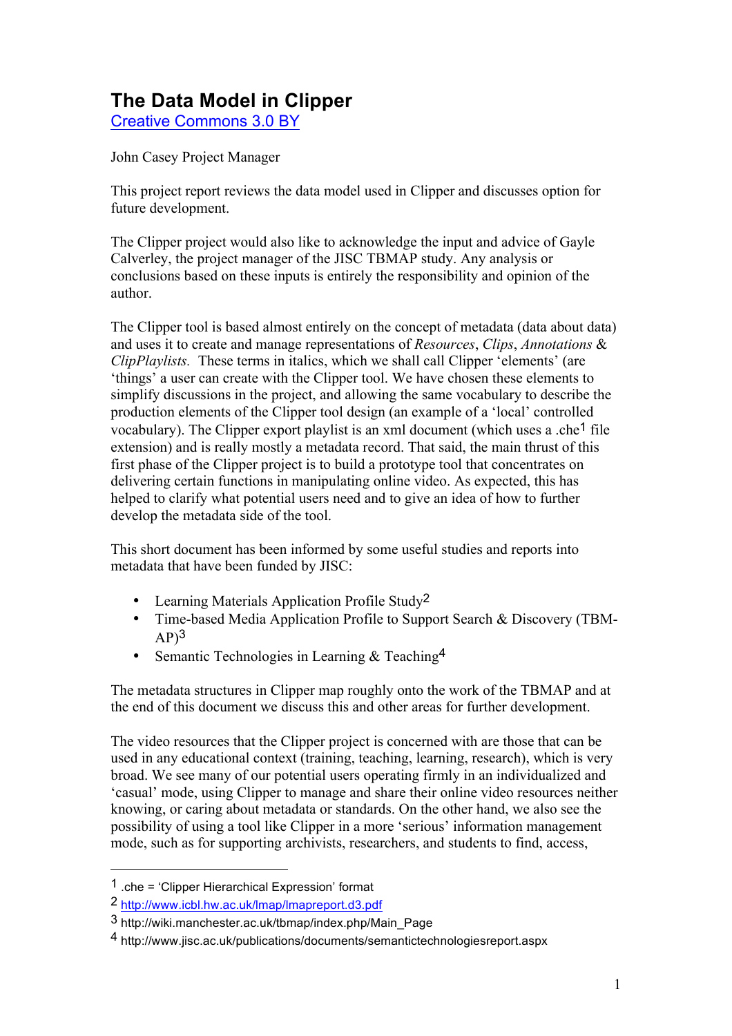# The Data Model in Clipper

[Creative Commons 3.0 BY](Creative Commons 3.0 BY)

John Casey Project Manager

This project report reviews the data model used in Clipper and discusses option for future development.

The Clipper project would also like to acknowledge the input and advice of Gayle Calverley, the project manager of the JISC TBMAP study. Any analysis or conclusions based on these inputs is entirely the responsibility and opinion of the author.

The Clipper tool is based almost entirely on the concept of metadata (data about data) and uses it to create and manage representations of *Resources*, *Clips*, *Annotations* & *ClipPlaylists.* These terms in italics, which we shall call Clipper 'elements' (are 'things' a user can create with the Clipper tool. We have chosen these elements to simplify discussions in the project, and allowing the same vocabulary to describe the production elements of the Clipper tool design (an example of a 'local' controlled vocabulary). The Clipper export playlist is an xml document (which uses a .che[1] file extension) and is really mostly a metadata record. That said, the main thrust of this first phase of the Clipper project is to build a prototype tool that concentrates on delivering certain functions in manipulating online video. As expected, this has helped to clarify what potential users need and to give an idea of how to further develop the metadata side of the tool.

This short document has been informed by some useful studies and reports into metadata that have been funded by JISC:

- Learning Materials Application Profile Study[2]
- Time-based Media Application Profile to Support Search & Discovery (TBM-AP)[3]
- Semantic Technologies in Learning & Teaching[4]

The metadata structures in Clipper map roughly onto the work of the TBMAP and at the end of this document we discuss this and other areas for further development.

The video resources that the Clipper project is concerned with are those that can be used in any educational context (training, teaching, learning, research), which is very broad. We see many of our potential users operating firmly in an individualized and 'casual' mode, using Clipper to manage and share their online video resources neither knowing, or caring about metadata or standards. On the other hand, we also see the possibility of using a tool like Clipper in a more 'serious' information management mode, such as for supporting archivists, researchers, and students to find, access,

---

[1] .che = 'Clipper Hierarchical Expression' format

[2] http://www.icbl.hw.ac.uk/lmap/lmapreport.d3.pdf

[3] http://wiki.manchester.ac.uk/tbmap/index.php/Main_Page

[4] http://www.jisc.ac.uk/publications/documents/semantictechnologiesreport.aspx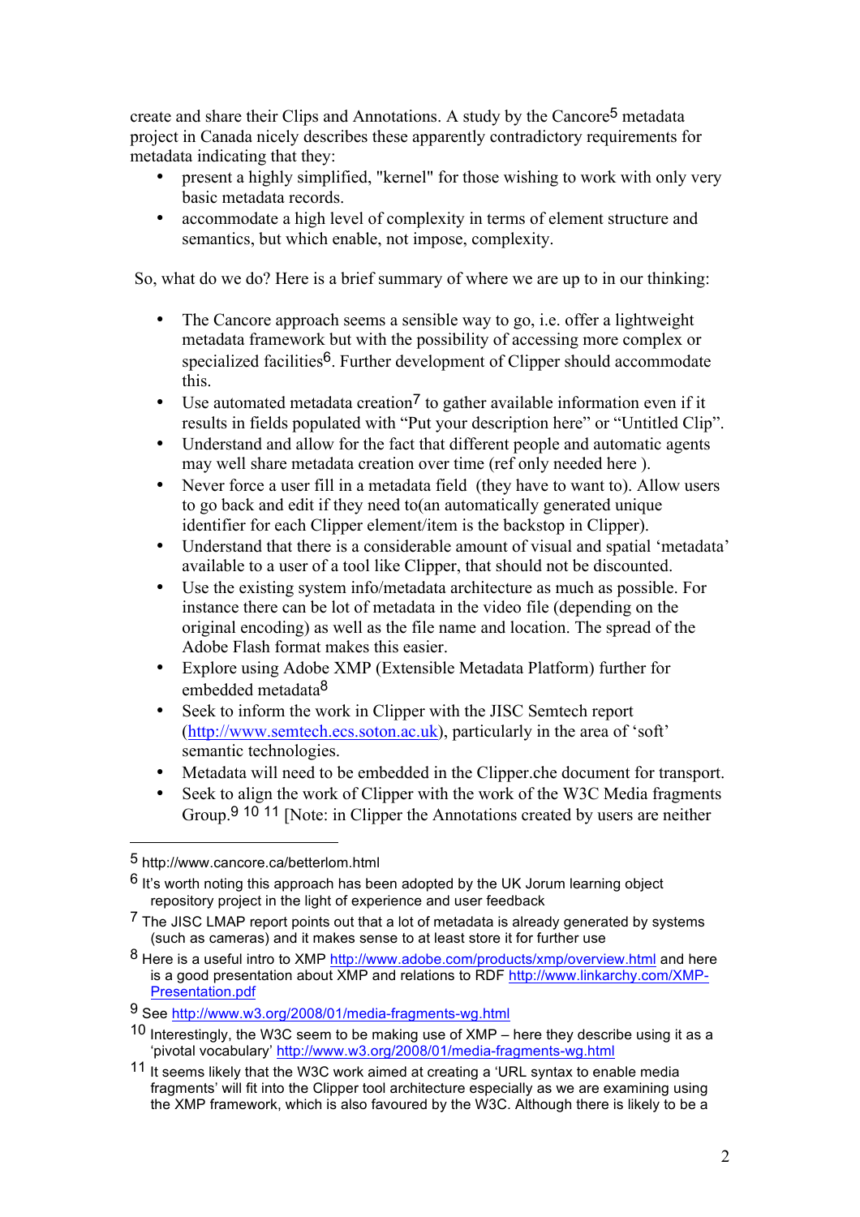create and share their Clips and Annotations. A study by the Cancore[5] metadata project in Canada nicely describes these apparently contradictory requirements for metadata indicating that they:

- present a highly simplified, "kernel" for those wishing to work with only very basic metadata records.
- accommodate a high level of complexity in terms of element structure and semantics, but which enable, not impose, complexity.

So, what do we do? Here is a brief summary of where we are up to in our thinking:

- The Cancore approach seems a sensible way to go, i.e. offer a lightweight metadata framework but with the possibility of accessing more complex or specialized facilities[6]. Further development of Clipper should accommodate this.
- Use automated metadata creation[7] to gather available information even if it results in fields populated with "Put your description here" or "Untitled Clip".
- Understand and allow for the fact that different people and automatic agents may well share metadata creation over time (ref only needed here ).
- Never force a user fill in a metadata field (they have to want to). Allow users to go back and edit if they need to(an automatically generated unique identifier for each Clipper element/item is the backstop in Clipper).
- Understand that there is a considerable amount of visual and spatial 'metadata' available to a user of a tool like Clipper, that should not be discounted.
- Use the existing system info/metadata architecture as much as possible. For instance there can be lot of metadata in the video file (depending on the original encoding) as well as the file name and location. The spread of the Adobe Flash format makes this easier.
- Explore using Adobe XMP (Extensible Metadata Platform) further for embedded metadata[8]
- Seek to inform the work in Clipper with the JISC Semtech report (http://www.semtech.ecs.soton.ac.uk), particularly in the area of 'soft' semantic technologies.
- Metadata will need to be embedded in the Clipper.che document for transport.
- Seek to align the work of Clipper with the work of the W3C Media fragments Group.[9] [10] [11] [Note: in Clipper the Annotations created by users are neither

---

[5] http://www.cancore.ca/betterlom.html

[6] It's worth noting this approach has been adopted by the UK Jorum learning object repository project in the light of experience and user feedback

[7] The JISC LMAP report points out that a lot of metadata is already generated by systems (such as cameras) and it makes sense to at least store it for further use

[8] Here is a useful intro to XMP http://www.adobe.com/products/xmp/overview.html and here is a good presentation about XMP and relations to RDF http://www.linkarchy.com/XMP-Presentation.pdf

[9] See http://www.w3.org/2008/01/media-fragments-wg.html

[10] Interestingly, the W3C seem to be making use of XMP – here they describe using it as a 'pivotal vocabulary' http://www.w3.org/2008/01/media-fragments-wg.html

[11] It seems likely that the W3C work aimed at creating a 'URL syntax to enable media fragments' will fit into the Clipper tool architecture especially as we are examining using the XMP framework, which is also favoured by the W3C. Although there is likely to be a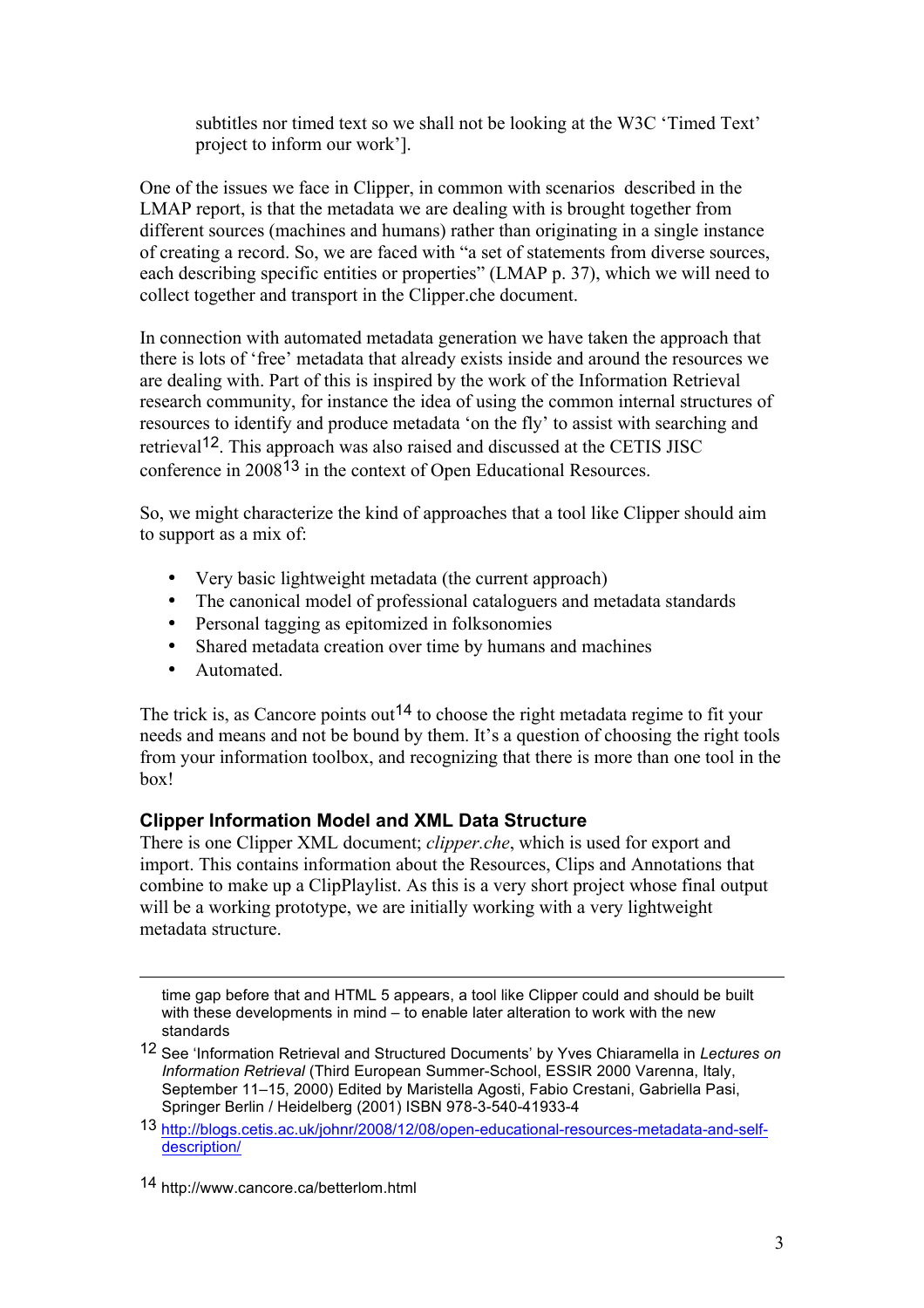subtitles nor timed text so we shall not be looking at the W3C 'Timed Text' project to inform our work'].

One of the issues we face in Clipper, in common with scenarios described in the LMAP report, is that the metadata we are dealing with is brought together from different sources (machines and humans) rather than originating in a single instance of creating a record. So, we are faced with "a set of statements from diverse sources, each describing specific entities or properties" (LMAP p. 37), which we will need to collect together and transport in the Clipper.che document.

In connection with automated metadata generation we have taken the approach that there is lots of 'free' metadata that already exists inside and around the resources we are dealing with. Part of this is inspired by the work of the Information Retrieval research community, for instance the idea of using the common internal structures of resources to identify and produce metadata 'on the fly' to assist with searching and retrieval[12]. This approach was also raised and discussed at the CETIS JISC conference in 2008[13] in the context of Open Educational Resources.

So, we might characterize the kind of approaches that a tool like Clipper should aim to support as a mix of:

- Very basic lightweight metadata (the current approach)
- The canonical model of professional cataloguers and metadata standards
- Personal tagging as epitomized in folksonomies
- Shared metadata creation over time by humans and machines
- Automated.

The trick is, as Cancore points out[14] to choose the right metadata regime to fit your needs and means and not be bound by them. It's a question of choosing the right tools from your information toolbox, and recognizing that there is more than one tool in the box!

### Clipper Information Model and XML Data Structure

There is one Clipper XML document; *clipper.che*, which is used for export and import. This contains information about the Resources, Clips and Annotations that combine to make up a ClipPlaylist. As this is a very short project whose final output will be a working prototype, we are initially working with a very lightweight metadata structure.

---

time gap before that and HTML 5 appears, a tool like Clipper could and should be built with these developments in mind – to enable later alteration to work with the new standards

[12] See 'Information Retrieval and Structured Documents' by Yves Chiaramella in *Lectures on Information Retrieval* (Third European Summer-School, ESSIR 2000 Varenna, Italy, September 11–15, 2000) Edited by Maristella Agosti, Fabio Crestani, Gabriella Pasi, Springer Berlin / Heidelberg (2001) ISBN 978-3-540-41933-4

[13] http://blogs.cetis.ac.uk/johnr/2008/12/08/open-educational-resources-metadata-and-self-description/

[14] http://www.cancore.ca/betterlom.html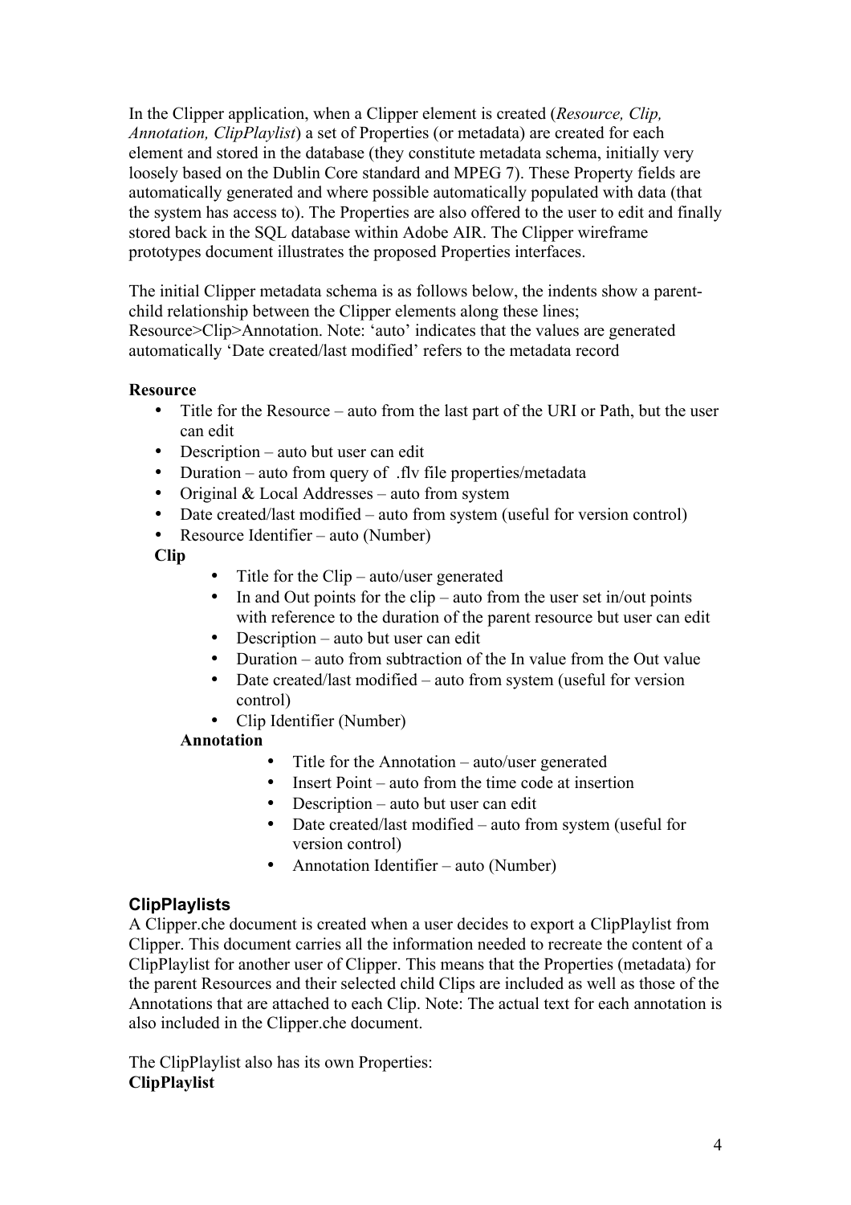In the Clipper application, when a Clipper element is created (*Resource, Clip, Annotation, ClipPlaylist*) a set of Properties (or metadata) are created for each element and stored in the database (they constitute metadata schema, initially very loosely based on the Dublin Core standard and MPEG 7). These Property fields are automatically generated and where possible automatically populated with data (that the system has access to). The Properties are also offered to the user to edit and finally stored back in the SQL database within Adobe AIR. The Clipper wireframe prototypes document illustrates the proposed Properties interfaces.

The initial Clipper metadata schema is as follows below, the indents show a parent-child relationship between the Clipper elements along these lines; Resource>Clip>Annotation. Note: 'auto' indicates that the values are generated automatically 'Date created/last modified' refers to the metadata record

**Resource**

- Title for the Resource – auto from the last part of the URI or Path, but the user can edit
- Description – auto but user can edit
- Duration – auto from query of .flv file properties/metadata
- Original & Local Addresses – auto from system
- Date created/last modified – auto from system (useful for version control)
- Resource Identifier – auto (Number)

  **Clip**

  - Title for the Clip – auto/user generated
  - In and Out points for the clip – auto from the user set in/out points with reference to the duration of the parent resource but user can edit
  - Description – auto but user can edit
  - Duration – auto from subtraction of the In value from the Out value
  - Date created/last modified – auto from system (useful for version control)
  - Clip Identifier (Number)

    **Annotation**

    - Title for the Annotation – auto/user generated
    - Insert Point – auto from the time code at insertion
    - Description – auto but user can edit
    - Date created/last modified – auto from system (useful for version control)
    - Annotation Identifier – auto (Number)

### ClipPlaylists

A Clipper.che document is created when a user decides to export a ClipPlaylist from Clipper. This document carries all the information needed to recreate the content of a ClipPlaylist for another user of Clipper. This means that the Properties (metadata) for the parent Resources and their selected child Clips are included as well as those of the Annotations that are attached to each Clip. Note: The actual text for each annotation is also included in the Clipper.che document.

The ClipPlaylist also has its own Properties:

**ClipPlaylist**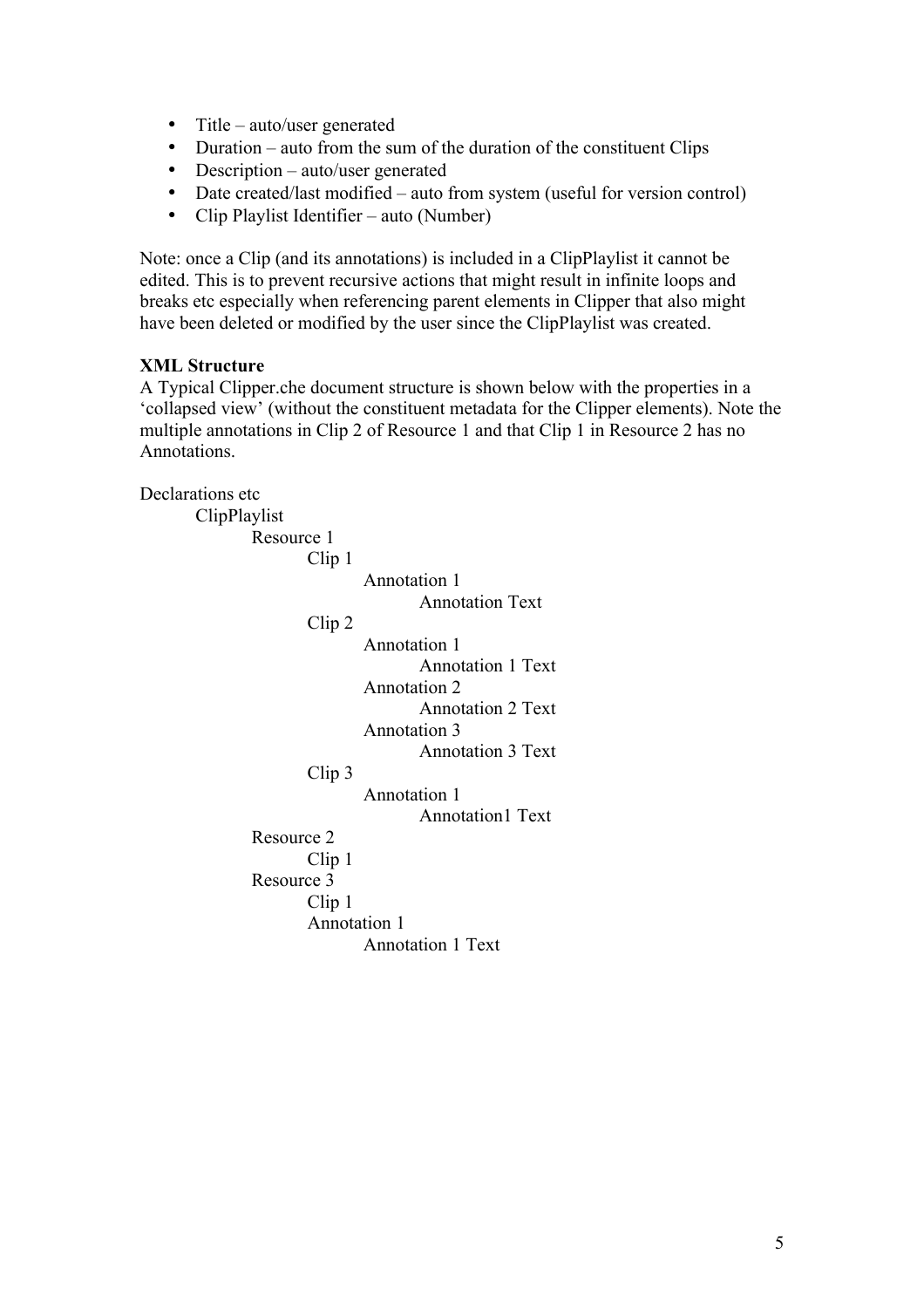- Title – auto/user generated
- Duration – auto from the sum of the duration of the constituent Clips
- Description – auto/user generated
- Date created/last modified – auto from system (useful for version control)
- Clip Playlist Identifier – auto (Number)

Note: once a Clip (and its annotations) is included in a ClipPlaylist it cannot be edited. This is to prevent recursive actions that might result in infinite loops and breaks etc especially when referencing parent elements in Clipper that also might have been deleted or modified by the user since the ClipPlaylist was created.

**XML Structure**

A Typical Clipper.che document structure is shown below with the properties in a 'collapsed view' (without the constituent metadata for the Clipper elements). Note the multiple annotations in Clip 2 of Resource 1 and that Clip 1 in Resource 2 has no Annotations.

```
Declarations etc
    ClipPlaylist
        Resource 1
            Clip 1
                Annotation 1
                    Annotation Text
            Clip 2
                Annotation 1
                    Annotation 1 Text
                Annotation 2
                    Annotation 2 Text
                Annotation 3
                    Annotation 3 Text
            Clip 3
                Annotation 1
                    Annotation1 Text
        Resource 2
            Clip 1
        Resource 3
            Clip 1
            Annotation 1
                Annotation 1 Text
```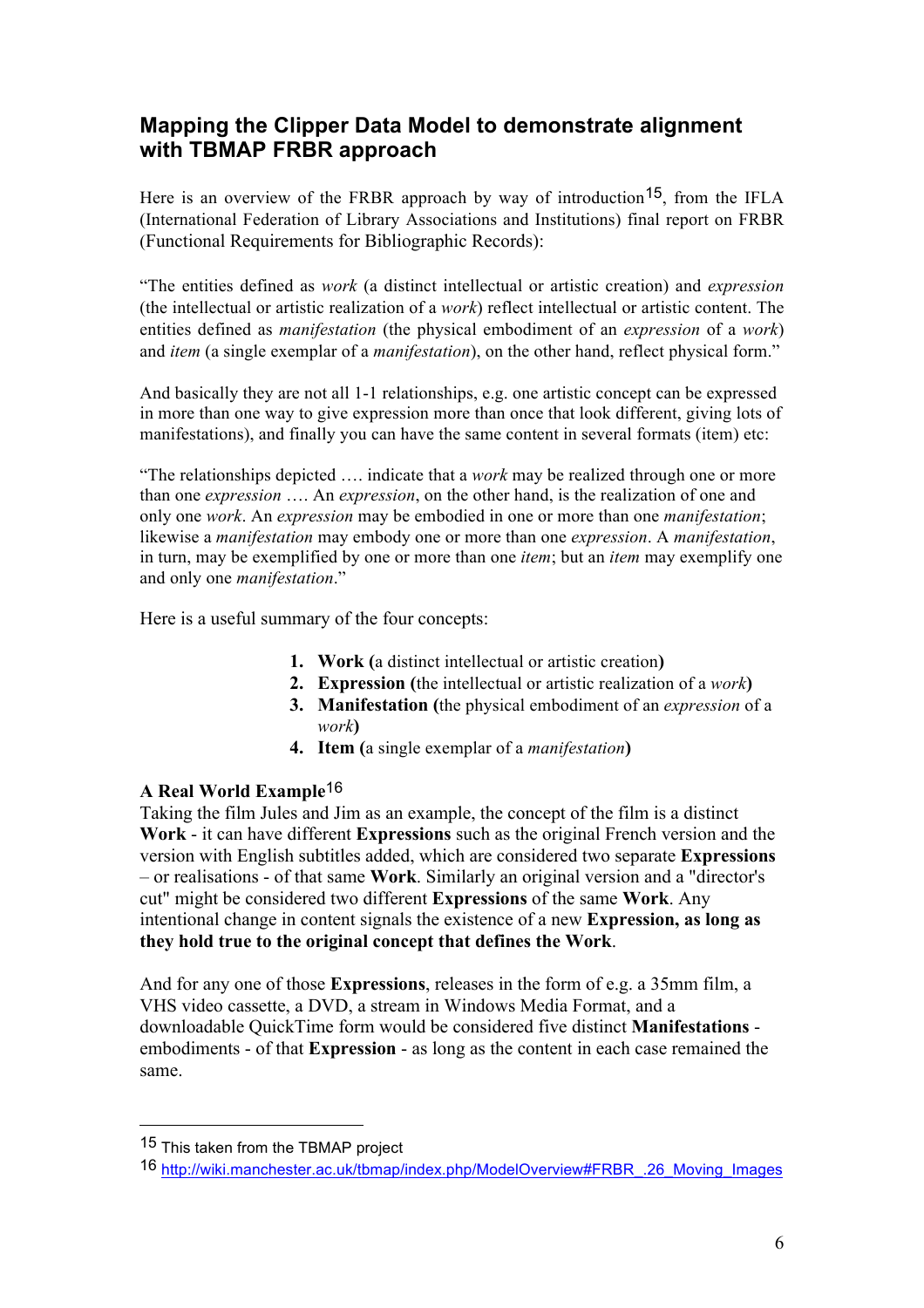## Mapping the Clipper Data Model to demonstrate alignment with TBMAP FRBR approach

Here is an overview of the FRBR approach by way of introduction[15], from the IFLA (International Federation of Library Associations and Institutions) final report on FRBR (Functional Requirements for Bibliographic Records):

"The entities defined as *work* (a distinct intellectual or artistic creation) and *expression* (the intellectual or artistic realization of a *work*) reflect intellectual or artistic content. The entities defined as *manifestation* (the physical embodiment of an *expression* of a *work*) and *item* (a single exemplar of a *manifestation*), on the other hand, reflect physical form."

And basically they are not all 1-1 relationships, e.g. one artistic concept can be expressed in more than one way to give expression more than once that look different, giving lots of manifestations), and finally you can have the same content in several formats (item) etc:

"The relationships depicted …. indicate that a *work* may be realized through one or more than one *expression* …. An *expression*, on the other hand, is the realization of one and only one *work*. An *expression* may be embodied in one or more than one *manifestation*; likewise a *manifestation* may embody one or more than one *expression*. A *manifestation*, in turn, may be exemplified by one or more than one *item*; but an *item* may exemplify one and only one *manifestation*."

Here is a useful summary of the four concepts:

1. **Work (**a distinct intellectual or artistic creation**)**
2. **Expression (**the intellectual or artistic realization of a *work***)**
3. **Manifestation (**the physical embodiment of an *expression* of a *work***)**
4. **Item (**a single exemplar of a *manifestation***)**

**A Real World Example**[16]

Taking the film Jules and Jim as an example, the concept of the film is a distinct **Work** - it can have different **Expressions** such as the original French version and the version with English subtitles added, which are considered two separate **Expressions** – or realisations - of that same **Work**. Similarly an original version and a "director's cut" might be considered two different **Expressions** of the same **Work**. Any intentional change in content signals the existence of a new **Expression, as long as they hold true to the original concept that defines the Work**.

And for any one of those **Expressions**, releases in the form of e.g. a 35mm film, a VHS video cassette, a DVD, a stream in Windows Media Format, and a downloadable QuickTime form would be considered five distinct **Manifestations** - embodiments - of that **Expression** - as long as the content in each case remained the same.

---

[15] This taken from the TBMAP project

[16] http://wiki.manchester.ac.uk/tbmap/index.php/ModelOverview#FRBR_.26_Moving_Images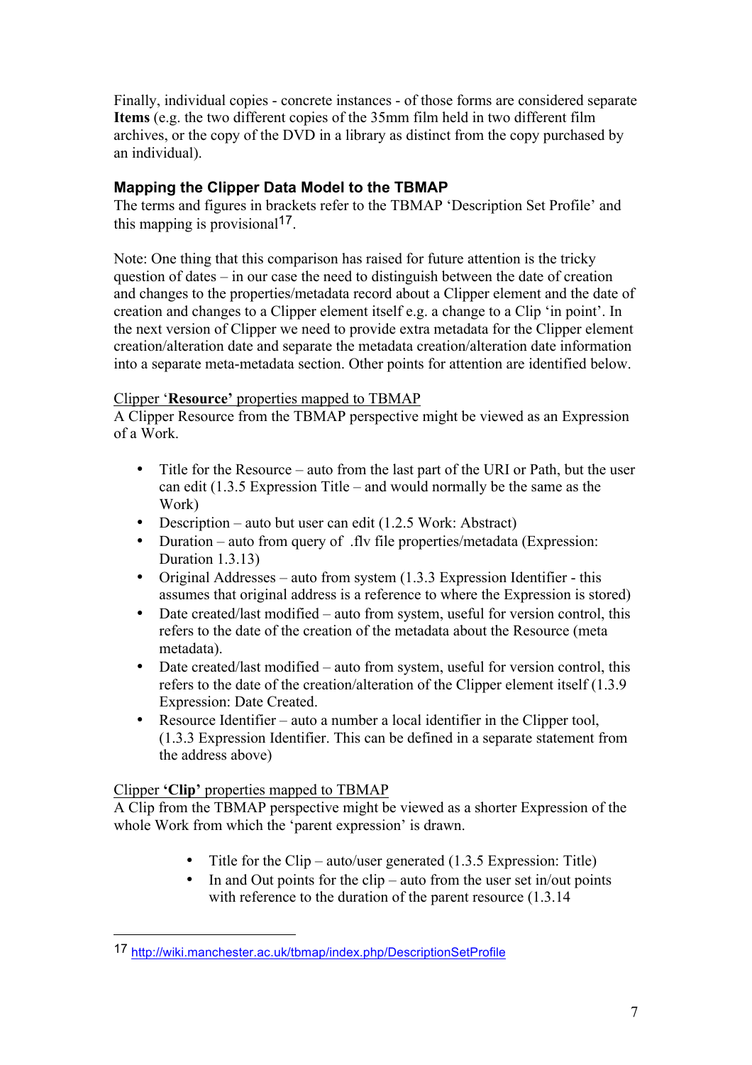Finally, individual copies - concrete instances - of those forms are considered separate **Items** (e.g. the two different copies of the 35mm film held in two different film archives, or the copy of the DVD in a library as distinct from the copy purchased by an individual).

### Mapping the Clipper Data Model to the TBMAP

The terms and figures in brackets refer to the TBMAP 'Description Set Profile' and this mapping is provisional[17].

Note: One thing that this comparison has raised for future attention is the tricky question of dates – in our case the need to distinguish between the date of creation and changes to the properties/metadata record about a Clipper element and the date of creation and changes to a Clipper element itself e.g. a change to a Clip 'in point'. In the next version of Clipper we need to provide extra metadata for the Clipper element creation/alteration date and separate the metadata creation/alteration date information into a separate meta-metadata section. Other points for attention are identified below.

Clipper '**Resource'** properties mapped to TBMAP

A Clipper Resource from the TBMAP perspective might be viewed as an Expression of a Work.

- Title for the Resource – auto from the last part of the URI or Path, but the user can edit (1.3.5 Expression Title – and would normally be the same as the Work)
- Description – auto but user can edit (1.2.5 Work: Abstract)
- Duration – auto from query of .flv file properties/metadata (Expression: Duration 1.3.13)
- Original Addresses – auto from system (1.3.3 Expression Identifier - this assumes that original address is a reference to where the Expression is stored)
- Date created/last modified – auto from system, useful for version control, this refers to the date of the creation of the metadata about the Resource (meta metadata).
- Date created/last modified – auto from system, useful for version control, this refers to the date of the creation/alteration of the Clipper element itself (1.3.9 Expression: Date Created.
- Resource Identifier – auto a number a local identifier in the Clipper tool, (1.3.3 Expression Identifier. This can be defined in a separate statement from the address above)

Clipper **'Clip'** properties mapped to TBMAP

A Clip from the TBMAP perspective might be viewed as a shorter Expression of the whole Work from which the 'parent expression' is drawn.

- Title for the Clip – auto/user generated (1.3.5 Expression: Title)
- In and Out points for the clip – auto from the user set in/out points with reference to the duration of the parent resource (1.3.14

[17] http://wiki.manchester.ac.uk/tbmap/index.php/DescriptionSetProfile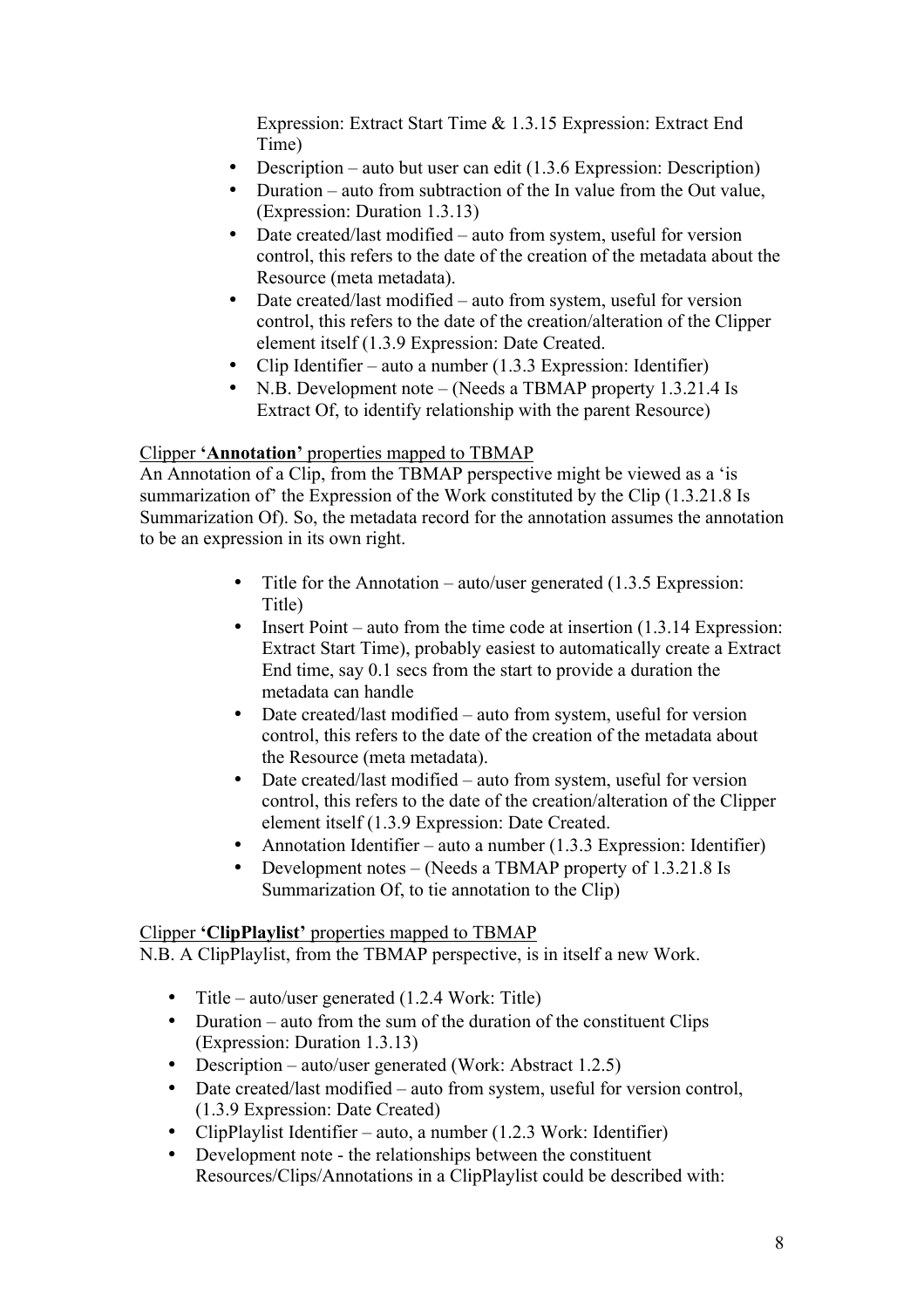Expression: Extract Start Time & 1.3.15 Expression: Extract End Time)

- Description – auto but user can edit (1.3.6 Expression: Description)
- Duration – auto from subtraction of the In value from the Out value, (Expression: Duration 1.3.13)
- Date created/last modified – auto from system, useful for version control, this refers to the date of the creation of the metadata about the Resource (meta metadata).
- Date created/last modified – auto from system, useful for version control, this refers to the date of the creation/alteration of the Clipper element itself (1.3.9 Expression: Date Created.
- Clip Identifier – auto a number (1.3.3 Expression: Identifier)
- N.B. Development note – (Needs a TBMAP property 1.3.21.4 Is Extract Of, to identify relationship with the parent Resource)

Clipper **'Annotation'** properties mapped to TBMAP

An Annotation of a Clip, from the TBMAP perspective might be viewed as a 'is summarization of' the Expression of the Work constituted by the Clip (1.3.21.8 Is Summarization Of). So, the metadata record for the annotation assumes the annotation to be an expression in its own right.

- Title for the Annotation – auto/user generated (1.3.5 Expression: Title)
- Insert Point – auto from the time code at insertion (1.3.14 Expression: Extract Start Time), probably easiest to automatically create a Extract End time, say 0.1 secs from the start to provide a duration the metadata can handle
- Date created/last modified – auto from system, useful for version control, this refers to the date of the creation of the metadata about the Resource (meta metadata).
- Date created/last modified – auto from system, useful for version control, this refers to the date of the creation/alteration of the Clipper element itself (1.3.9 Expression: Date Created.
- Annotation Identifier – auto a number (1.3.3 Expression: Identifier)
- Development notes – (Needs a TBMAP property of 1.3.21.8 Is Summarization Of, to tie annotation to the Clip)

Clipper **'ClipPlaylist'** properties mapped to TBMAP

N.B. A ClipPlaylist, from the TBMAP perspective, is in itself a new Work.

- Title – auto/user generated (1.2.4 Work: Title)
- Duration – auto from the sum of the duration of the constituent Clips (Expression: Duration 1.3.13)
- Description – auto/user generated (Work: Abstract 1.2.5)
- Date created/last modified – auto from system, useful for version control, (1.3.9 Expression: Date Created)
- ClipPlaylist Identifier – auto, a number (1.2.3 Work: Identifier)
- Development note - the relationships between the constituent Resources/Clips/Annotations in a ClipPlaylist could be described with: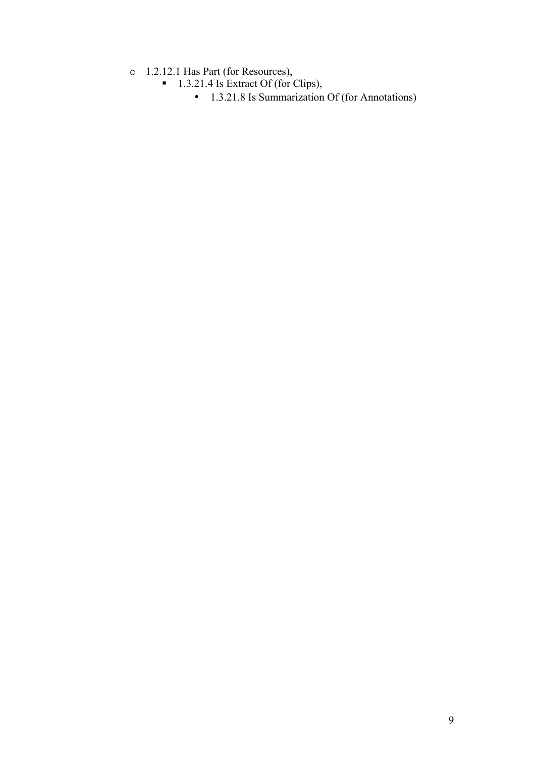- 1.2.12.1 Has Part (for Resources),
    - 1.3.21.4 Is Extract Of (for Clips),
        - 1.3.21.8 Is Summarization Of (for Annotations)